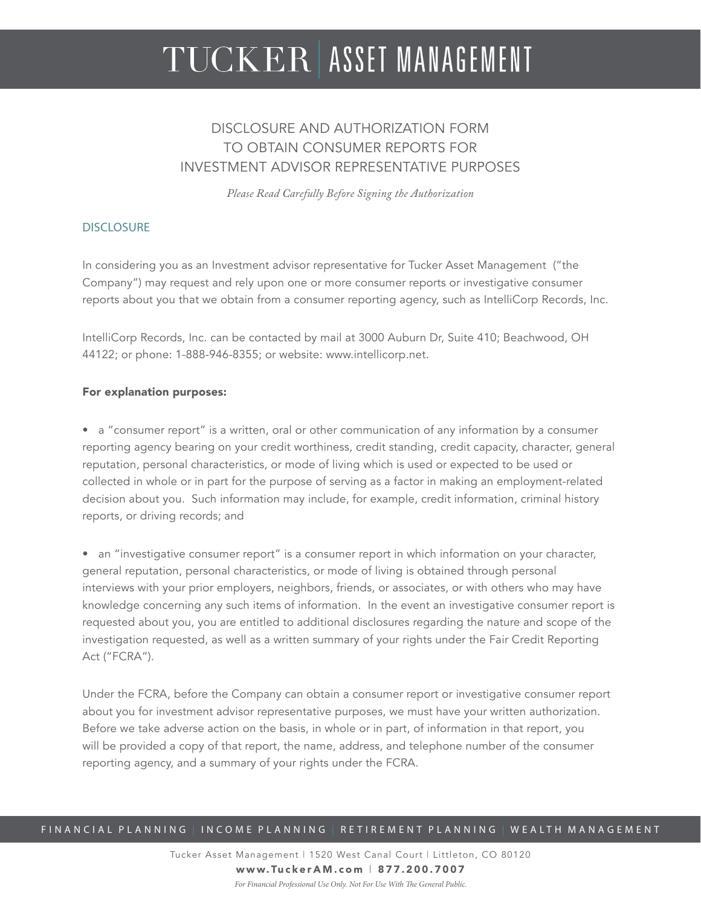# TUCKER | ASSET MANAGEMENT

## DISCLOSURE AND AUTHORIZATION FORM TO OBTAIN CONSUMER REPORTS FOR INVESTMENT ADVISOR REPRESENTATIVE PURPOSES

*Please Read Carefully Before Signing the Authorization*

### DISCLOSURE

In considering you as an Investment advisor representative for Tucker Asset Management ("the Company") may request and rely upon one or more consumer reports or investigative consumer reports about you that we obtain from a consumer reporting agency, such as IntelliCorp Records, Inc.

IntelliCorp Records, Inc. can be contacted by mail at 3000 Auburn Dr, Suite 410; Beachwood, OH 44122; or phone: 1-888-946-8355; or website: www.intellicorp.net.

**For explanation purposes:**

- a "consumer report" is a written, oral or other communication of any information by a consumer reporting agency bearing on your credit worthiness, credit standing, credit capacity, character, general reputation, personal characteristics, or mode of living which is used or expected to be used or collected in whole or in part for the purpose of serving as a factor in making an employment-related decision about you. Such information may include, for example, credit information, criminal history reports, or driving records; and

- an "investigative consumer report" is a consumer report in which information on your character, general reputation, personal characteristics, or mode of living is obtained through personal interviews with your prior employers, neighbors, friends, or associates, or with others who may have knowledge concerning any such items of information. In the event an investigative consumer report is requested about you, you are entitled to additional disclosures regarding the nature and scope of the investigation requested, as well as a written summary of your rights under the Fair Credit Reporting Act ("FCRA").

Under the FCRA, before the Company can obtain a consumer report or investigative consumer report about you for investment advisor representative purposes, we must have your written authorization. Before we take adverse action on the basis, in whole or in part, of information in that report, you will be provided a copy of that report, the name, address, and telephone number of the consumer reporting agency, and a summary of your rights under the FCRA.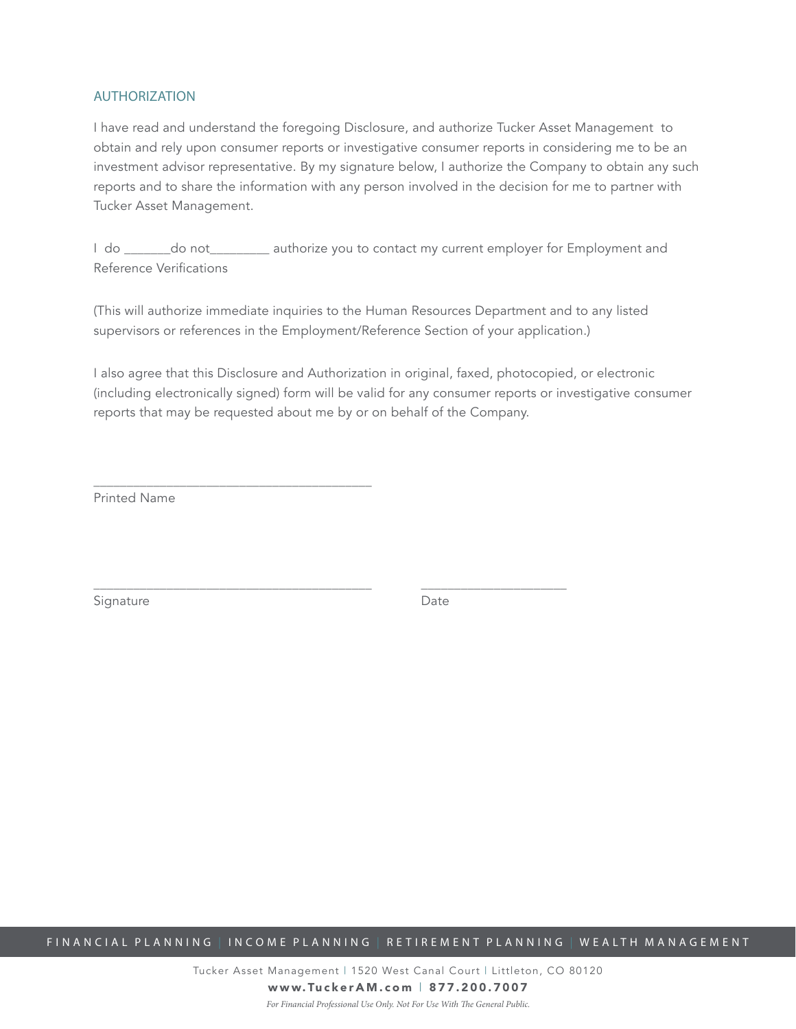## AUTHORIZATION

I have read and understand the foregoing Disclosure, and authorize Tucker Asset Management to obtain and rely upon consumer reports or investigative consumer reports in considering me to be an investment advisor representative. By my signature below, I authorize the Company to obtain any such reports and to share the information with any person involved in the decision for me to partner with Tucker Asset Management.

I do _______do not_________ authorize you to contact my current employer for Employment and Reference Verifications

(This will authorize immediate inquiries to the Human Resources Department and to any listed supervisors or references in the Employment/Reference Section of your application.)

I also agree that this Disclosure and Authorization in original, faxed, photocopied, or electronic (including electronically signed) form will be valid for any consumer reports or investigative consumer reports that may be requested about me by or on behalf of the Company.

_________________________________________
Printed Name

_________________________________________ ______________________
Signature Date

FINANCIAL PLANNING | INCOME PLANNING | RETIREMENT PLANNING | WEALTH MANAGEMENT

Tucker Asset Management | 1520 West Canal Court | Littleton, CO 80120

**www.TuckerAM.com | 877.200.7007**

*For Financial Professional Use Only. Not For Use With The General Public.*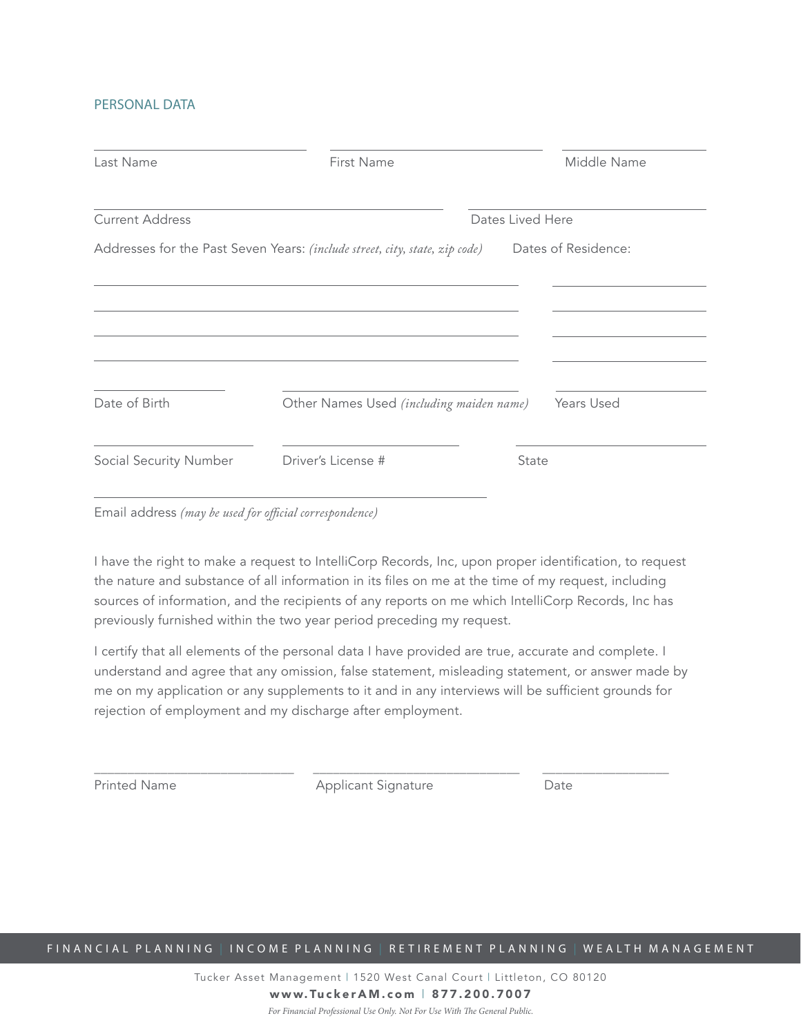## PERSONAL DATA

Last Name ______________________ First Name ______________________ Middle Name ______________________

Current Address ______________________ Dates Lived Here ______________________

Addresses for the Past Seven Years: *(include street, city, state, zip code)* Dates of Residence:

______________________________________________ ______________________

______________________________________________ ______________________

______________________________________________ ______________________

______________________________________________ ______________________

Date of Birth ______________________ Other Names Used *(including maiden name)* ______________________ Years Used ______________________

Social Security Number ______________________ Driver's License # ______________________ State ______________________

Email address *(may be used for official correspondence)* ______________________________________________

I have the right to make a request to IntelliCorp Records, Inc, upon proper identification, to request the nature and substance of all information in its files on me at the time of my request, including sources of information, and the recipients of any reports on me which IntelliCorp Records, Inc has previously furnished within the two year period preceding my request.

I certify that all elements of the personal data I have provided are true, accurate and complete. I understand and agree that any omission, false statement, misleading statement, or answer made by me on my application or any supplements to it and in any interviews will be sufficient grounds for rejection of employment and my discharge after employment.

______________________ ______________________ ______________________

Printed Name Applicant Signature Date

FINANCIAL PLANNING | INCOME PLANNING | RETIREMENT PLANNING | WEALTH MANAGEMENT

Tucker Asset Management | 1520 West Canal Court | Littleton, CO 80120

**www.TuckerAM.com | 877.200.7007**

*For Financial Professional Use Only. Not For Use With The General Public.*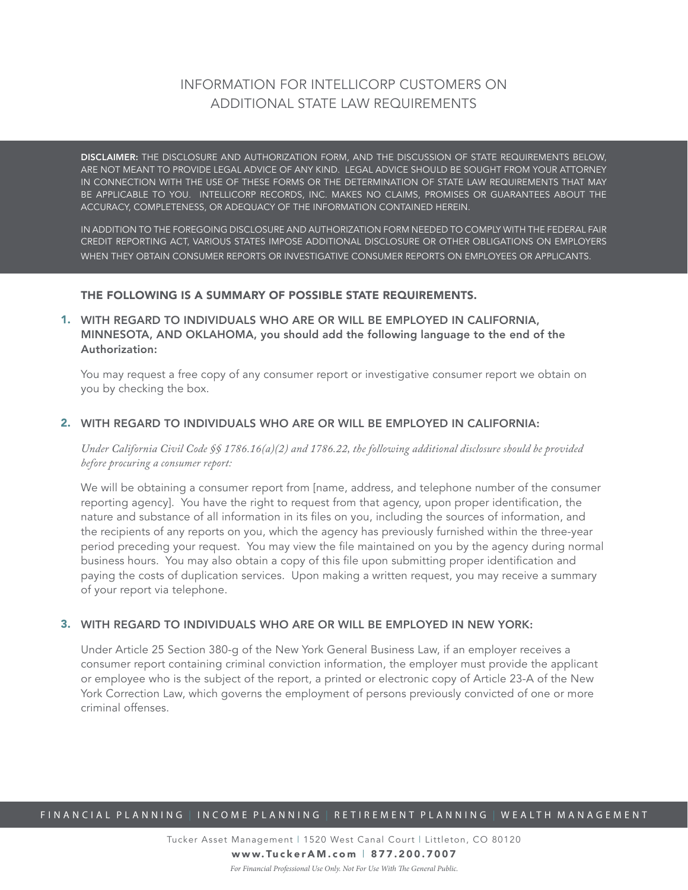# INFORMATION FOR INTELLICORP CUSTOMERS ON ADDITIONAL STATE LAW REQUIREMENTS

**DISCLAIMER:** THE DISCLOSURE AND AUTHORIZATION FORM, AND THE DISCUSSION OF STATE REQUIREMENTS BELOW, ARE NOT MEANT TO PROVIDE LEGAL ADVICE OF ANY KIND. LEGAL ADVICE SHOULD BE SOUGHT FROM YOUR ATTORNEY IN CONNECTION WITH THE USE OF THESE FORMS OR THE DETERMINATION OF STATE LAW REQUIREMENTS THAT MAY BE APPLICABLE TO YOU. INTELLICORP RECORDS, INC. MAKES NO CLAIMS, PROMISES OR GUARANTEES ABOUT THE ACCURACY, COMPLETENESS, OR ADEQUACY OF THE INFORMATION CONTAINED HEREIN.

IN ADDITION TO THE FOREGOING DISCLOSURE AND AUTHORIZATION FORM NEEDED TO COMPLY WITH THE FEDERAL FAIR CREDIT REPORTING ACT, VARIOUS STATES IMPOSE ADDITIONAL DISCLOSURE OR OTHER OBLIGATIONS ON EMPLOYERS WHEN THEY OBTAIN CONSUMER REPORTS OR INVESTIGATIVE CONSUMER REPORTS ON EMPLOYEES OR APPLICANTS.

**THE FOLLOWING IS A SUMMARY OF POSSIBLE STATE REQUIREMENTS.**

1. **WITH REGARD TO INDIVIDUALS WHO ARE OR WILL BE EMPLOYED IN CALIFORNIA, MINNESOTA, AND OKLAHOMA, you should add the following language to the end of the Authorization:**

   You may request a free copy of any consumer report or investigative consumer report we obtain on you by checking the box.

2. **WITH REGARD TO INDIVIDUALS WHO ARE OR WILL BE EMPLOYED IN CALIFORNIA:**

   *Under California Civil Code §§ 1786.16(a)(2) and 1786.22, the following additional disclosure should be provided before procuring a consumer report:*

   We will be obtaining a consumer report from [name, address, and telephone number of the consumer reporting agency]. You have the right to request from that agency, upon proper identification, the nature and substance of all information in its files on you, including the sources of information, and the recipients of any reports on you, which the agency has previously furnished within the three-year period preceding your request. You may view the file maintained on you by the agency during normal business hours. You may also obtain a copy of this file upon submitting proper identification and paying the costs of duplication services. Upon making a written request, you may receive a summary of your report via telephone.

3. **WITH REGARD TO INDIVIDUALS WHO ARE OR WILL BE EMPLOYED IN NEW YORK:**

   Under Article 25 Section 380-g of the New York General Business Law, if an employer receives a consumer report containing criminal conviction information, the employer must provide the applicant or employee who is the subject of the report, a printed or electronic copy of Article 23-A of the New York Correction Law, which governs the employment of persons previously convicted of one or more criminal offenses.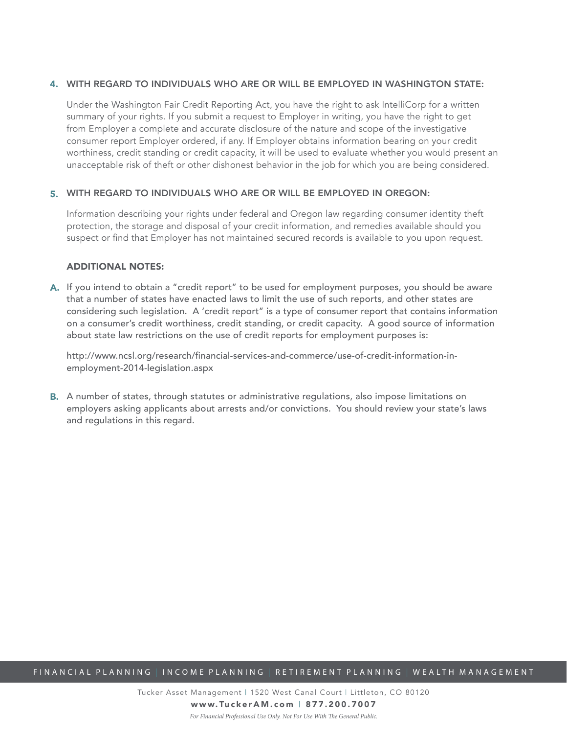4. **WITH REGARD TO INDIVIDUALS WHO ARE OR WILL BE EMPLOYED IN WASHINGTON STATE:**

   Under the Washington Fair Credit Reporting Act, you have the right to ask IntelliCorp for a written summary of your rights. If you submit a request to Employer in writing, you have the right to get from Employer a complete and accurate disclosure of the nature and scope of the investigative consumer report Employer ordered, if any. If Employer obtains information bearing on your credit worthiness, credit standing or credit capacity, it will be used to evaluate whether you would present an unacceptable risk of theft or other dishonest behavior in the job for which you are being considered.

5. **WITH REGARD TO INDIVIDUALS WHO ARE OR WILL BE EMPLOYED IN OREGON:**

   Information describing your rights under federal and Oregon law regarding consumer identity theft protection, the storage and disposal of your credit information, and remedies available should you suspect or find that Employer has not maintained secured records is available to you upon request.

**ADDITIONAL NOTES:**

A. If you intend to obtain a "credit report" to be used for employment purposes, you should be aware that a number of states have enacted laws to limit the use of such reports, and other states are considering such legislation. A 'credit report" is a type of consumer report that contains information on a consumer's credit worthiness, credit standing, or credit capacity. A good source of information about state law restrictions on the use of credit reports for employment purposes is:

   http://www.ncsl.org/research/financial-services-and-commerce/use-of-credit-information-in-employment-2014-legislation.aspx

B. A number of states, through statutes or administrative regulations, also impose limitations on employers asking applicants about arrests and/or convictions. You should review your state's laws and regulations in this regard.

FINANCIAL PLANNING | INCOME PLANNING | RETIREMENT PLANNING | WEALTH MANAGEMENT

Tucker Asset Management | 1520 West Canal Court | Littleton, CO 80120

**www.TuckerAM.com | 877.200.7007**

*For Financial Professional Use Only. Not For Use With The General Public.*